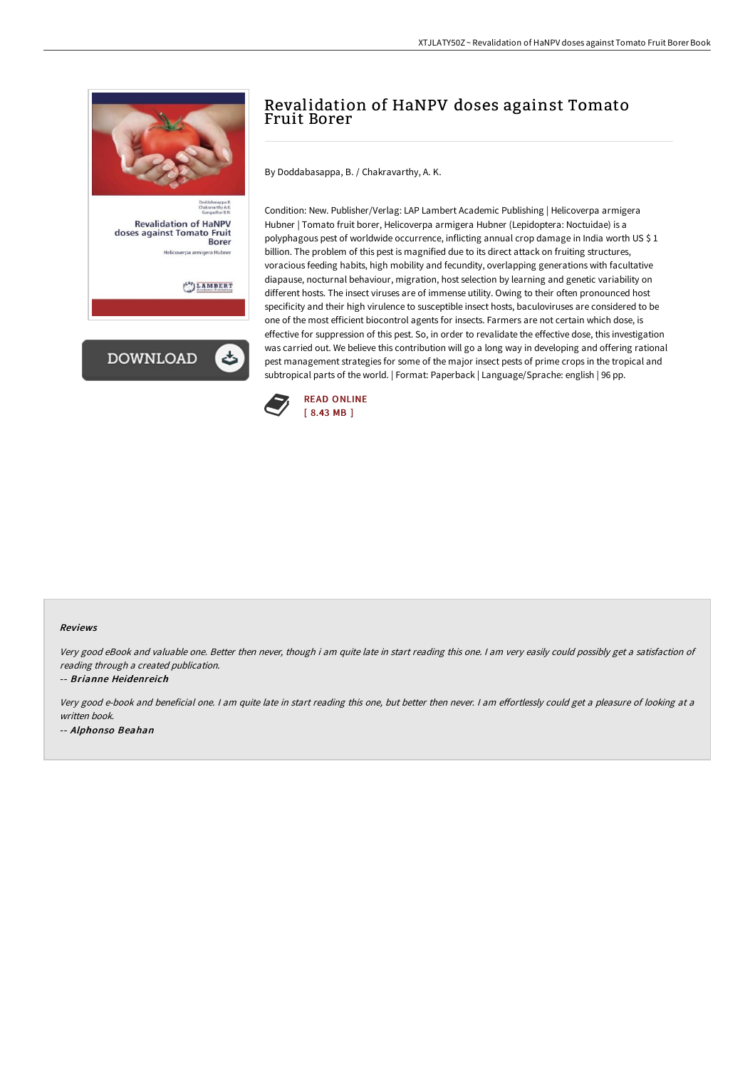# Revalidation of HaNPV doses against Tomato Fruit Borer

By Doddabasappa, B. / Chakravarthy, A. K.

Condition: New. Publisher/Verlag: LAP Lambert Academic Publishing | Helicoverpa armigera Hubner | Tomato fruit borer, Helicoverpa armigera Hubner (Lepidoptera: Noctuidae) is a polyphagous pest of worldwide occurrence, inflicting annual crop damage in India worth US $ 1 billion. The problem of this pest is magnified due to its direct attack on fruiting structures, voracious feeding habits, high mobility and fecundity, overlapping generations with facultative diapause, nocturnal behaviour, migration, host selection by learning and genetic variability on different hosts. The insect viruses are of immense utility. Owing to their often pronounced host specificity and their high virulence to susceptible insect hosts, baculoviruses are considered to be one of the most efficient biocontrol agents for insects. Farmers are not certain which dose, is effective for suppression of this pest. So, in order to revalidate the effective dose, this investigation was carried out. We believe this contribution will go a long way in developing and offering rational pest management strategies for some of the major insect pests of prime crops in the tropical and subtropical parts of the world. | Format: Paperback | Language/Sprache: english | 96 pp.

READ ONLINE
[ 8.43 MB ]

### Reviews

*Very good eBook and valuable one. Better then never, though i am quite late in start reading this one. I am very easily could possibly get a satisfaction of reading through a created publication.*

-- ***Brianne Heidenreich***

*Very good e-book and beneficial one. I am quite late in start reading this one, but better then never. I am effortlessly could get a pleasure of looking at a written book.*

-- ***Alphonso Beahan***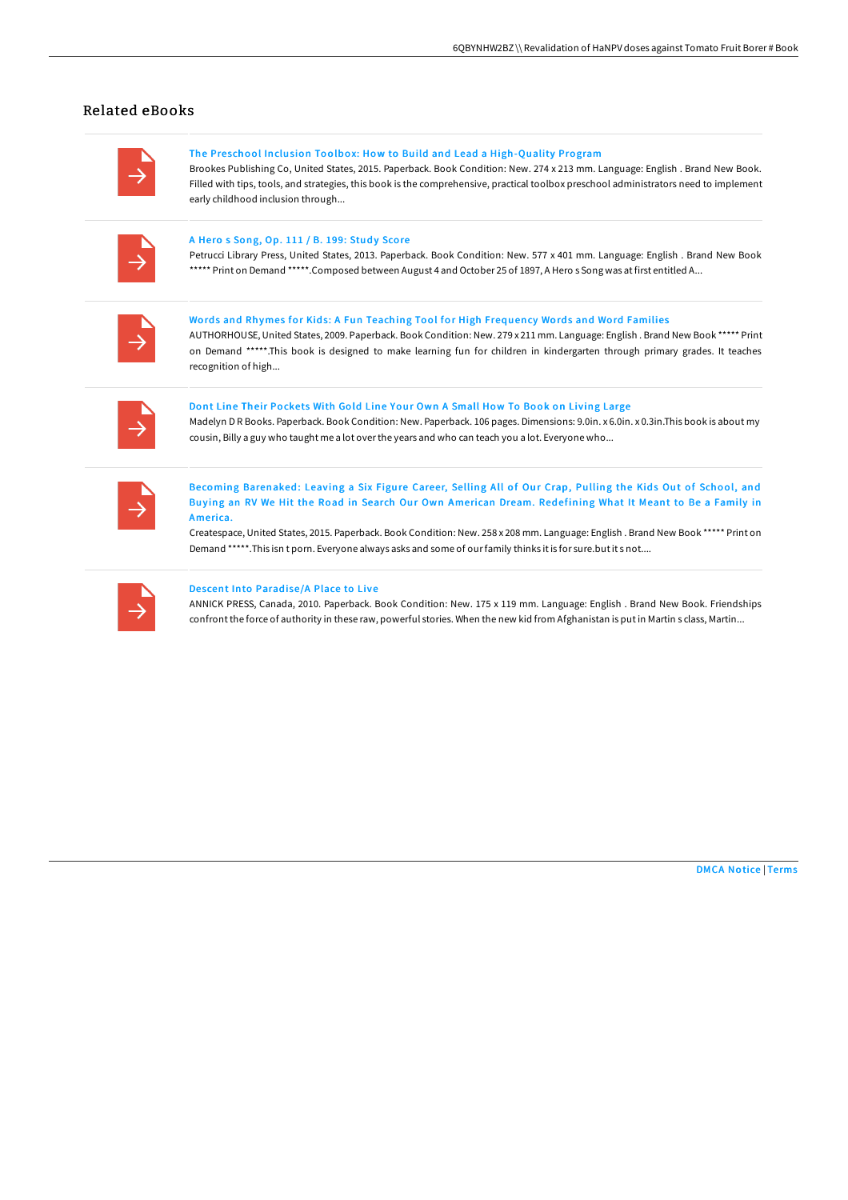## Related eBooks

### The Preschool Inclusion Toolbox: How to Build and Lead a High-Quality Program

Brookes Publishing Co, United States, 2015. Paperback. Book Condition: New. 274 x 213 mm. Language: English . Brand New Book. Filled with tips, tools, and strategies, this book is the comprehensive, practical toolbox preschool administrators need to implement early childhood inclusion through...

### A Hero s Song, Op. 111 / B. 199: Study Score

Petrucci Library Press, United States, 2013. Paperback. Book Condition: New. 577 x 401 mm. Language: English . Brand New Book ***** Print on Demand *****.Composed between August 4 and October 25 of 1897, A Hero s Song was at first entitled A...

### Words and Rhymes for Kids: A Fun Teaching Tool for High Frequency Words and Word Families

AUTHORHOUSE, United States, 2009. Paperback. Book Condition: New. 279 x 211 mm. Language: English . Brand New Book ***** Print on Demand *****.This book is designed to make learning fun for children in kindergarten through primary grades. It teaches recognition of high...

### Dont Line Their Pockets With Gold Line Your Own A Small How To Book on Living Large

Madelyn D R Books. Paperback. Book Condition: New. Paperback. 106 pages. Dimensions: 9.0in. x 6.0in. x 0.3in.This book is about my cousin, Billy a guy who taught me a lot over the years and who can teach you a lot. Everyone who...

### Becoming Barenaked: Leaving a Six Figure Career, Selling All of Our Crap, Pulling the Kids Out of School, and Buying an RV We Hit the Road in Search Our Own American Dream. Redefining What It Meant to Be a Family in America.

Createspace, United States, 2015. Paperback. Book Condition: New. 258 x 208 mm. Language: English . Brand New Book ***** Print on Demand *****.This isn t porn. Everyone always asks and some of our family thinks it is for sure.but it s not....

### Descent Into Paradise/A Place to Live

ANNICK PRESS, Canada, 2010. Paperback. Book Condition: New. 175 x 119 mm. Language: English . Brand New Book. Friendships confront the force of authority in these raw, powerful stories. When the new kid from Afghanistan is put in Martin s class, Martin...

DMCA Notice | Terms